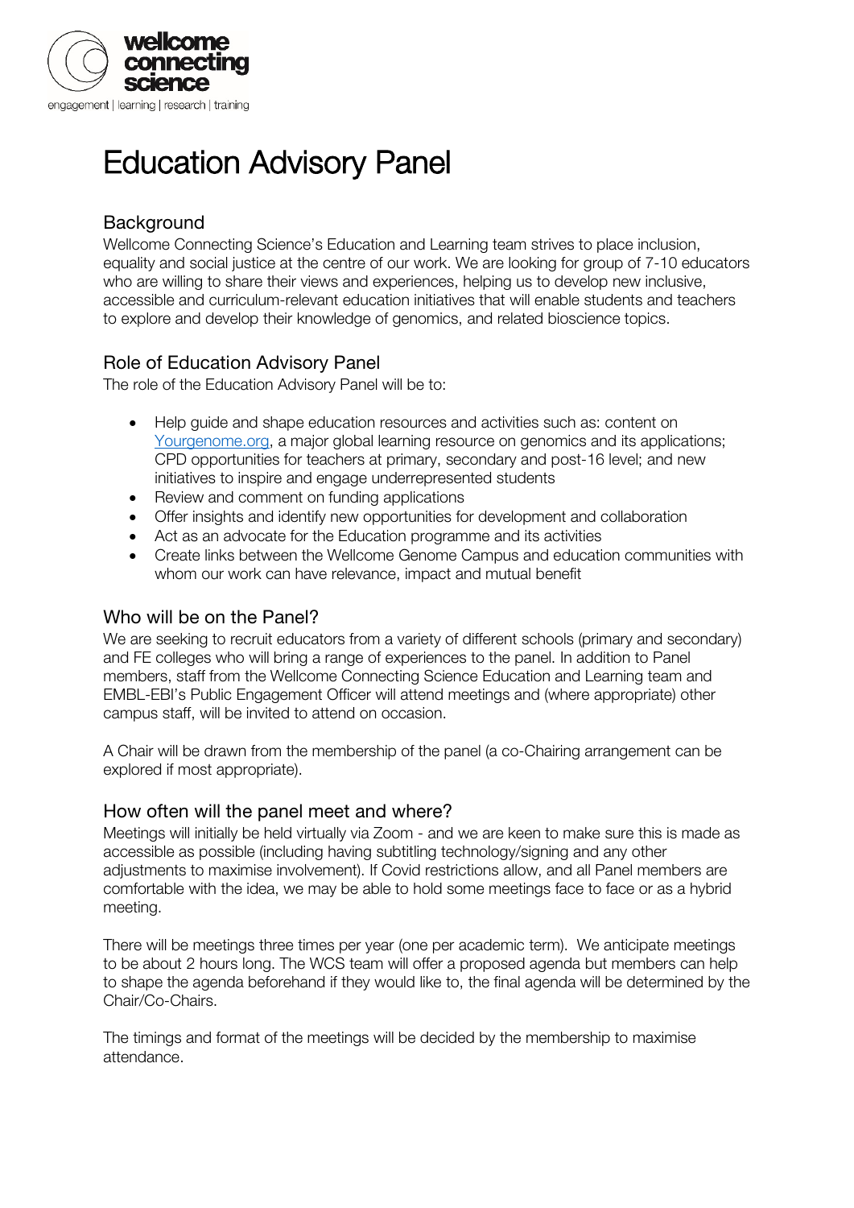# Education Advisory Panel

## Background

Wellcome Connecting Science's Education and Learning team strives to place inclusion, equality and social justice at the centre of our work. We are looking for group of 7-10 educators who are willing to share their views and experiences, helping us to develop new inclusive, accessible and curriculum-relevant education initiatives that will enable students and teachers to explore and develop their knowledge of genomics, and related bioscience topics.

## Role of Education Advisory Panel

The role of the Education Advisory Panel will be to:

- Help guide and shape education resources and activities such as: content on Yourgenome.org, a major global learning resource on genomics and its applications; CPD opportunities for teachers at primary, secondary and post-16 level; and new initiatives to inspire and engage underrepresented students
- Review and comment on funding applications
- Offer insights and identify new opportunities for development and collaboration
- Act as an advocate for the Education programme and its activities
- Create links between the Wellcome Genome Campus and education communities with whom our work can have relevance, impact and mutual benefit

## Who will be on the Panel?

We are seeking to recruit educators from a variety of different schools (primary and secondary) and FE colleges who will bring a range of experiences to the panel. In addition to Panel members, staff from the Wellcome Connecting Science Education and Learning team and EMBL-EBI's Public Engagement Officer will attend meetings and (where appropriate) other campus staff, will be invited to attend on occasion.

A Chair will be drawn from the membership of the panel (a co-Chairing arrangement can be explored if most appropriate).

## How often will the panel meet and where?

Meetings will initially be held virtually via Zoom - and we are keen to make sure this is made as accessible as possible (including having subtitling technology/signing and any other adjustments to maximise involvement). If Covid restrictions allow, and all Panel members are comfortable with the idea, we may be able to hold some meetings face to face or as a hybrid meeting.

There will be meetings three times per year (one per academic term). We anticipate meetings to be about 2 hours long. The WCS team will offer a proposed agenda but members can help to shape the agenda beforehand if they would like to, the final agenda will be determined by the Chair/Co-Chairs.

The timings and format of the meetings will be decided by the membership to maximise attendance.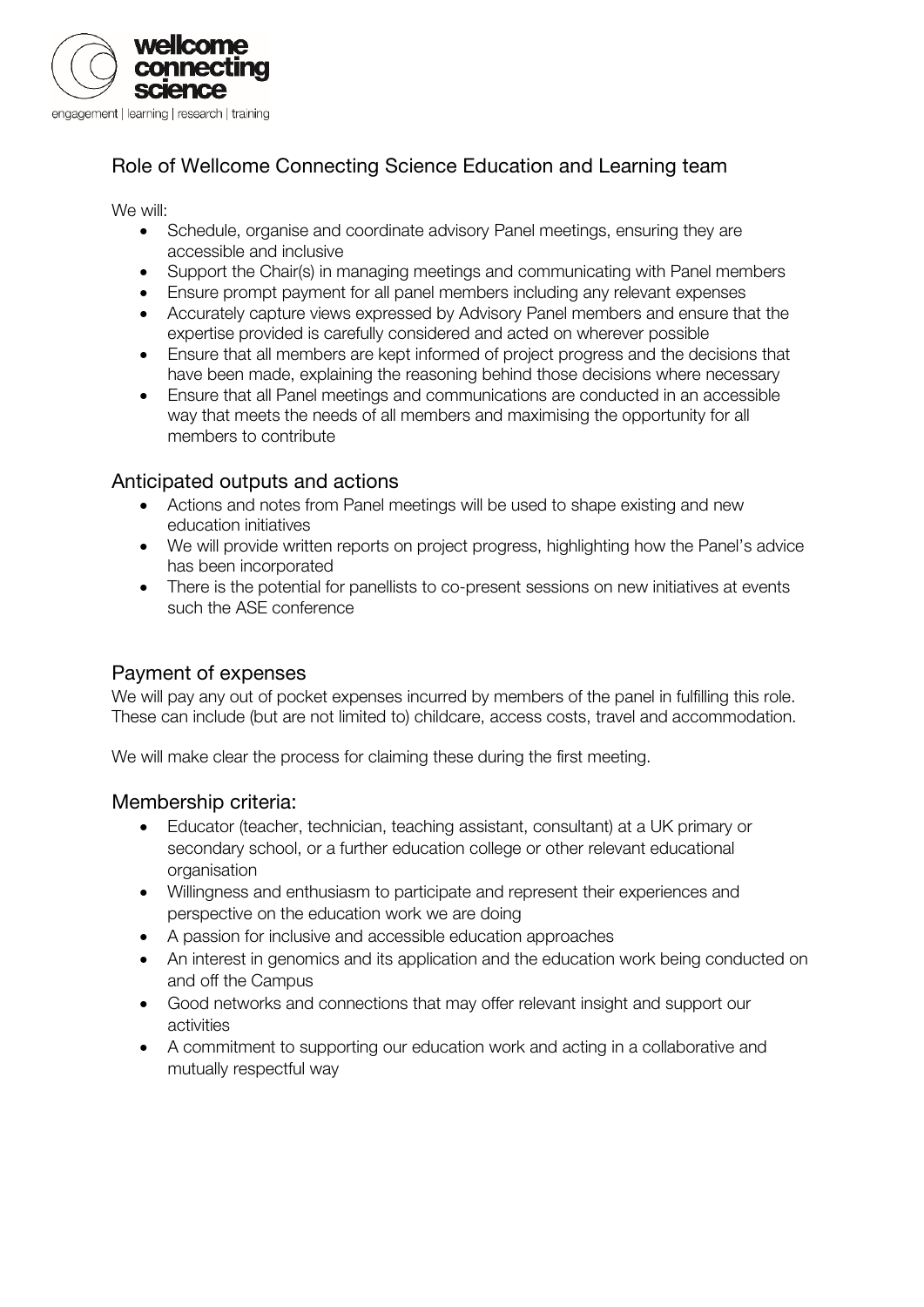## Role of Wellcome Connecting Science Education and Learning team

We will:

- Schedule, organise and coordinate advisory Panel meetings, ensuring they are accessible and inclusive
- Support the Chair(s) in managing meetings and communicating with Panel members
- Ensure prompt payment for all panel members including any relevant expenses
- Accurately capture views expressed by Advisory Panel members and ensure that the expertise provided is carefully considered and acted on wherever possible
- Ensure that all members are kept informed of project progress and the decisions that have been made, explaining the reasoning behind those decisions where necessary
- Ensure that all Panel meetings and communications are conducted in an accessible way that meets the needs of all members and maximising the opportunity for all members to contribute

## Anticipated outputs and actions

- Actions and notes from Panel meetings will be used to shape existing and new education initiatives
- We will provide written reports on project progress, highlighting how the Panel's advice has been incorporated
- There is the potential for panellists to co-present sessions on new initiatives at events such the ASE conference

## Payment of expenses

We will pay any out of pocket expenses incurred by members of the panel in fulfilling this role. These can include (but are not limited to) childcare, access costs, travel and accommodation.

We will make clear the process for claiming these during the first meeting.

## Membership criteria:

- Educator (teacher, technician, teaching assistant, consultant) at a UK primary or secondary school, or a further education college or other relevant educational organisation
- Willingness and enthusiasm to participate and represent their experiences and perspective on the education work we are doing
- A passion for inclusive and accessible education approaches
- An interest in genomics and its application and the education work being conducted on and off the Campus
- Good networks and connections that may offer relevant insight and support our activities
- A commitment to supporting our education work and acting in a collaborative and mutually respectful way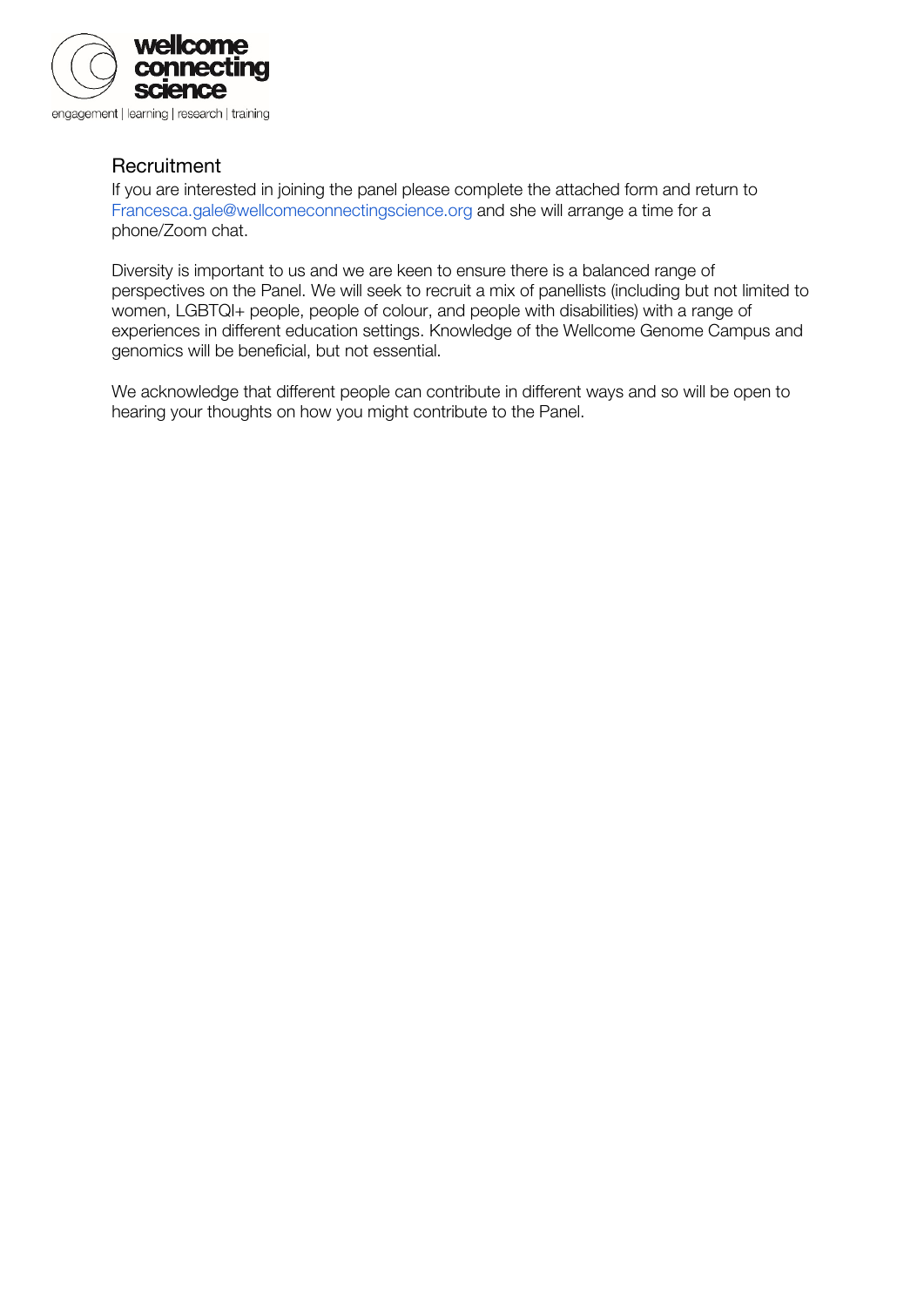## Recruitment

If you are interested in joining the panel please complete the attached form and return to Francesca.gale@wellcomeconnectingscience.org and she will arrange a time for a phone/Zoom chat.

Diversity is important to us and we are keen to ensure there is a balanced range of perspectives on the Panel. We will seek to recruit a mix of panellists (including but not limited to women, LGBTQI+ people, people of colour, and people with disabilities) with a range of experiences in different education settings. Knowledge of the Wellcome Genome Campus and genomics will be beneficial, but not essential.

We acknowledge that different people can contribute in different ways and so will be open to hearing your thoughts on how you might contribute to the Panel.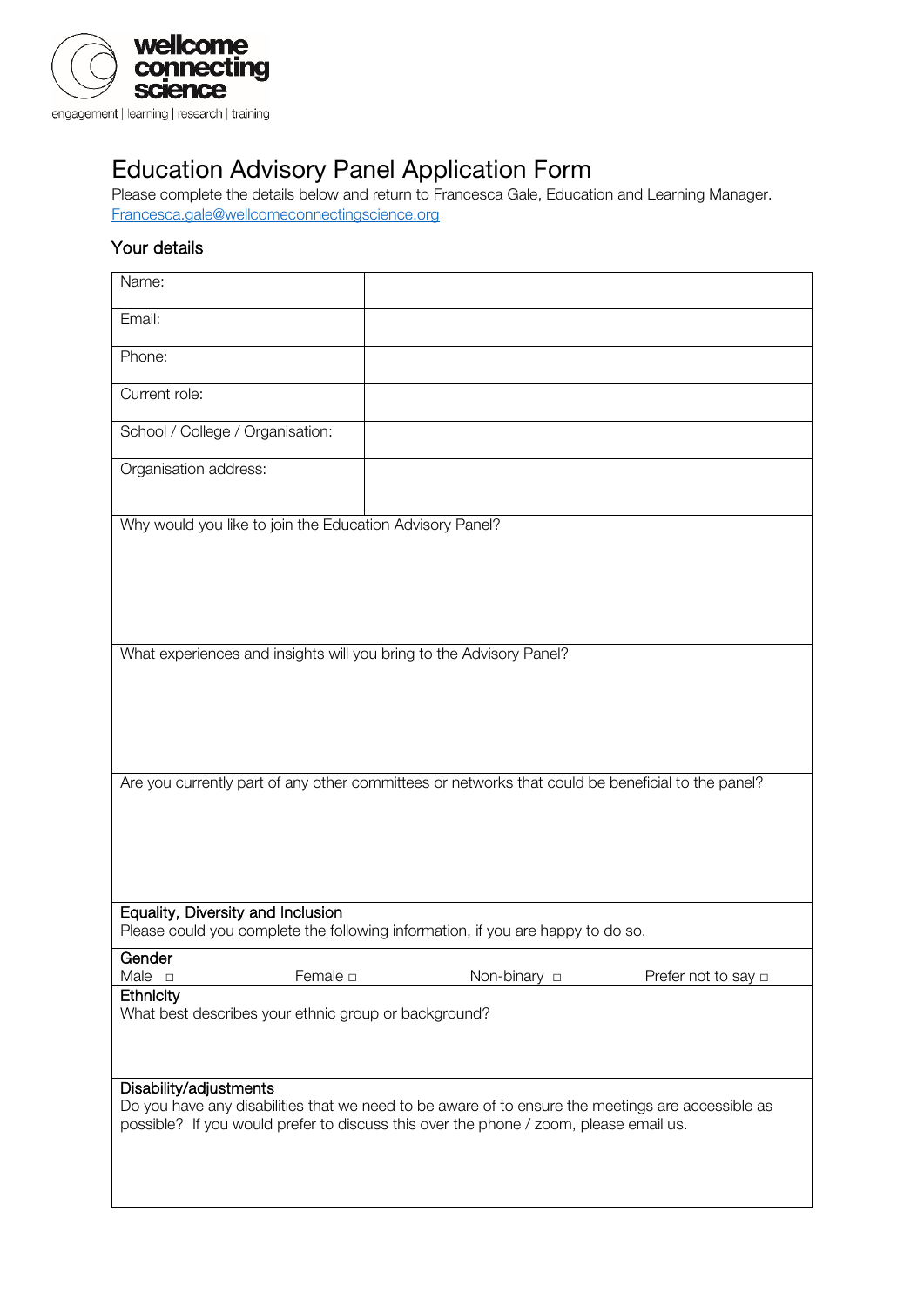wellcome connecting science

engagement | learning | research | training

# Education Advisory Panel Application Form

Please complete the details below and return to Francesca Gale, Education and Learning Manager.
Francesca.gale@wellcomeconnectingscience.org

## Your details

| | |
|---|---|
| Name: | |
| Email: | |
| Phone: | |
| Current role: | |
| School / College / Organisation: | |
| Organisation address: | |

Why would you like to join the Education Advisory Panel?

What experiences and insights will you bring to the Advisory Panel?

Are you currently part of any other committees or networks that could be beneficial to the panel?

**Equality, Diversity and Inclusion**

Please could you complete the following information, if you are happy to do so.

**Gender**

Male ☐ Female ☐ Non-binary ☐ Prefer not to say ☐

**Ethnicity**

What best describes your ethnic group or background?

**Disability/adjustments**

Do you have any disabilities that we need to be aware of to ensure the meetings are accessible as possible? If you would prefer to discuss this over the phone / zoom, please email us.